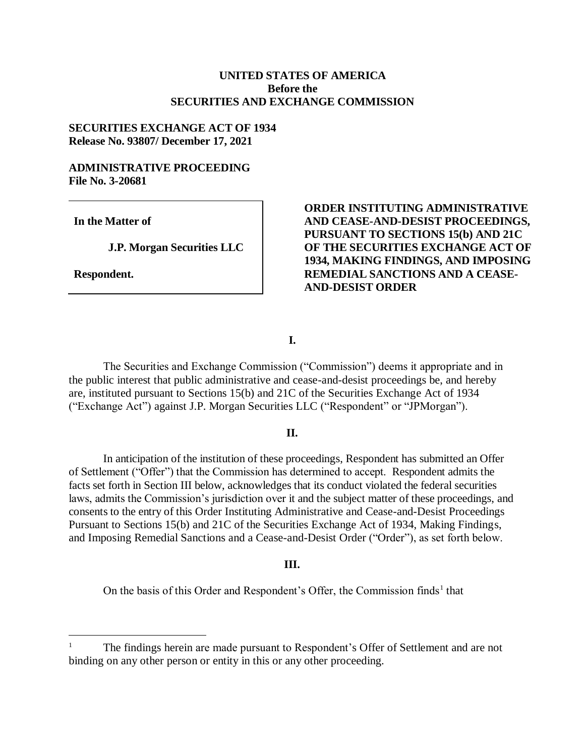**UNITED STATES OF AMERICA**
**Before the**
**SECURITIES AND EXCHANGE COMMISSION**

**SECURITIES EXCHANGE ACT OF 1934**
**Release No. 93807/ December 17, 2021**

**ADMINISTRATIVE PROCEEDING**
**File No. 3-20681**

| | |
|---|---|
| **In the Matter of**<br><br>**J.P. Morgan Securities LLC**<br><br>**Respondent.** | **ORDER INSTITUTING ADMINISTRATIVE AND CEASE-AND-DESIST PROCEEDINGS, PURSUANT TO SECTIONS 15(b) AND 21C OF THE SECURITIES EXCHANGE ACT OF 1934, MAKING FINDINGS, AND IMPOSING REMEDIAL SANCTIONS AND A CEASE-AND-DESIST ORDER** |

## I.

The Securities and Exchange Commission ("Commission") deems it appropriate and in the public interest that public administrative and cease-and-desist proceedings be, and hereby are, instituted pursuant to Sections 15(b) and 21C of the Securities Exchange Act of 1934 ("Exchange Act") against J.P. Morgan Securities LLC ("Respondent" or "JPMorgan").

## II.

In anticipation of the institution of these proceedings, Respondent has submitted an Offer of Settlement ("Offer") that the Commission has determined to accept. Respondent admits the facts set forth in Section III below, acknowledges that its conduct violated the federal securities laws, admits the Commission's jurisdiction over it and the subject matter of these proceedings, and consents to the entry of this Order Instituting Administrative and Cease-and-Desist Proceedings Pursuant to Sections 15(b) and 21C of the Securities Exchange Act of 1934, Making Findings, and Imposing Remedial Sanctions and a Cease-and-Desist Order ("Order"), as set forth below.

## III.

On the basis of this Order and Respondent's Offer, the Commission finds[1] that

---

[1] The findings herein are made pursuant to Respondent's Offer of Settlement and are not binding on any other person or entity in this or any other proceeding.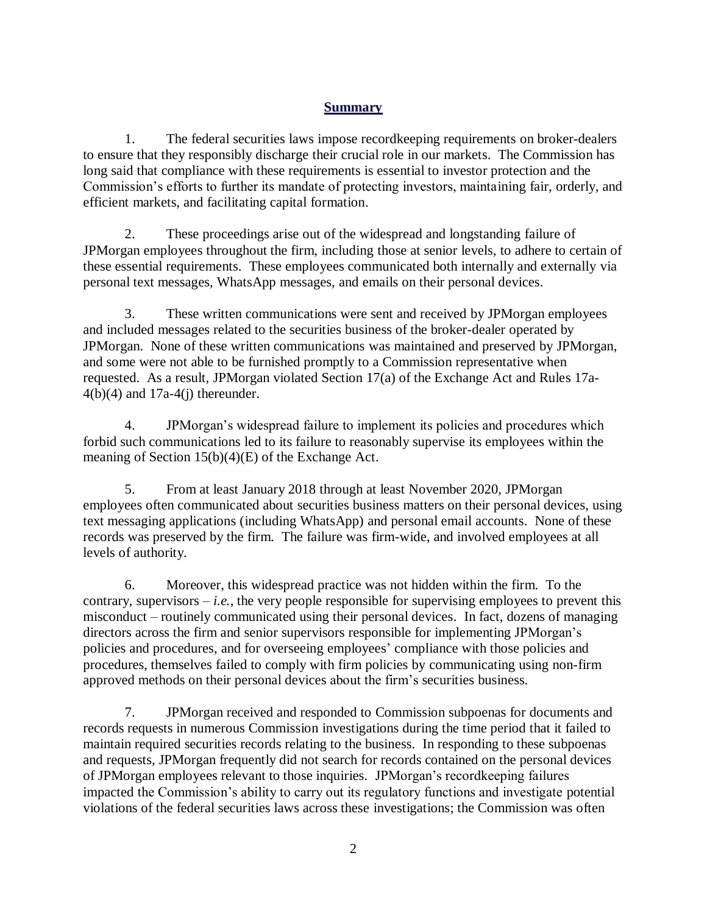## Summary

1. The federal securities laws impose recordkeeping requirements on broker-dealers to ensure that they responsibly discharge their crucial role in our markets. The Commission has long said that compliance with these requirements is essential to investor protection and the Commission's efforts to further its mandate of protecting investors, maintaining fair, orderly, and efficient markets, and facilitating capital formation.

2. These proceedings arise out of the widespread and longstanding failure of JPMorgan employees throughout the firm, including those at senior levels, to adhere to certain of these essential requirements. These employees communicated both internally and externally via personal text messages, WhatsApp messages, and emails on their personal devices.

3. These written communications were sent and received by JPMorgan employees and included messages related to the securities business of the broker-dealer operated by JPMorgan. None of these written communications was maintained and preserved by JPMorgan, and some were not able to be furnished promptly to a Commission representative when requested. As a result, JPMorgan violated Section 17(a) of the Exchange Act and Rules 17a-4(b)(4) and 17a-4(j) thereunder.

4. JPMorgan's widespread failure to implement its policies and procedures which forbid such communications led to its failure to reasonably supervise its employees within the meaning of Section 15(b)(4)(E) of the Exchange Act.

5. From at least January 2018 through at least November 2020, JPMorgan employees often communicated about securities business matters on their personal devices, using text messaging applications (including WhatsApp) and personal email accounts. None of these records was preserved by the firm. The failure was firm-wide, and involved employees at all levels of authority.

6. Moreover, this widespread practice was not hidden within the firm. To the contrary, supervisors – *i.e.*, the very people responsible for supervising employees to prevent this misconduct – routinely communicated using their personal devices. In fact, dozens of managing directors across the firm and senior supervisors responsible for implementing JPMorgan's policies and procedures, and for overseeing employees' compliance with those policies and procedures, themselves failed to comply with firm policies by communicating using non-firm approved methods on their personal devices about the firm's securities business.

7. JPMorgan received and responded to Commission subpoenas for documents and records requests in numerous Commission investigations during the time period that it failed to maintain required securities records relating to the business. In responding to these subpoenas and requests, JPMorgan frequently did not search for records contained on the personal devices of JPMorgan employees relevant to those inquiries. JPMorgan's recordkeeping failures impacted the Commission's ability to carry out its regulatory functions and investigate potential violations of the federal securities laws across these investigations; the Commission was often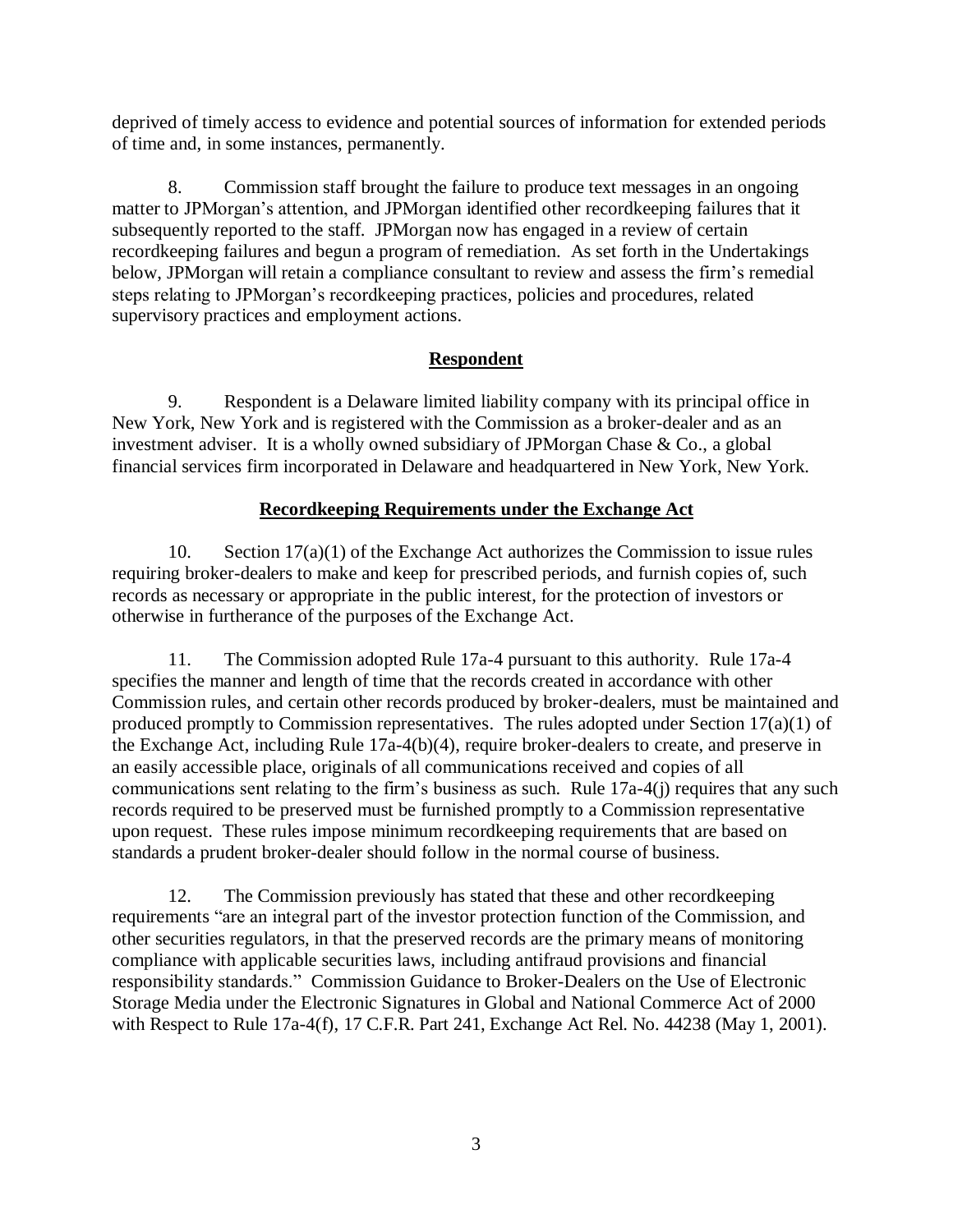deprived of timely access to evidence and potential sources of information for extended periods of time and, in some instances, permanently.

8. Commission staff brought the failure to produce text messages in an ongoing matter to JPMorgan's attention, and JPMorgan identified other recordkeeping failures that it subsequently reported to the staff. JPMorgan now has engaged in a review of certain recordkeeping failures and begun a program of remediation. As set forth in the Undertakings below, JPMorgan will retain a compliance consultant to review and assess the firm's remedial steps relating to JPMorgan's recordkeeping practices, policies and procedures, related supervisory practices and employment actions.

## **Respondent**

9. Respondent is a Delaware limited liability company with its principal office in New York, New York and is registered with the Commission as a broker-dealer and as an investment adviser. It is a wholly owned subsidiary of JPMorgan Chase & Co., a global financial services firm incorporated in Delaware and headquartered in New York, New York.

## **Recordkeeping Requirements under the Exchange Act**

10. Section 17(a)(1) of the Exchange Act authorizes the Commission to issue rules requiring broker-dealers to make and keep for prescribed periods, and furnish copies of, such records as necessary or appropriate in the public interest, for the protection of investors or otherwise in furtherance of the purposes of the Exchange Act.

11. The Commission adopted Rule 17a-4 pursuant to this authority. Rule 17a-4 specifies the manner and length of time that the records created in accordance with other Commission rules, and certain other records produced by broker-dealers, must be maintained and produced promptly to Commission representatives. The rules adopted under Section 17(a)(1) of the Exchange Act, including Rule 17a-4(b)(4), require broker-dealers to create, and preserve in an easily accessible place, originals of all communications received and copies of all communications sent relating to the firm's business as such. Rule 17a-4(j) requires that any such records required to be preserved must be furnished promptly to a Commission representative upon request. These rules impose minimum recordkeeping requirements that are based on standards a prudent broker-dealer should follow in the normal course of business.

12. The Commission previously has stated that these and other recordkeeping requirements "are an integral part of the investor protection function of the Commission, and other securities regulators, in that the preserved records are the primary means of monitoring compliance with applicable securities laws, including antifraud provisions and financial responsibility standards." Commission Guidance to Broker-Dealers on the Use of Electronic Storage Media under the Electronic Signatures in Global and National Commerce Act of 2000 with Respect to Rule 17a-4(f), 17 C.F.R. Part 241, Exchange Act Rel. No. 44238 (May 1, 2001).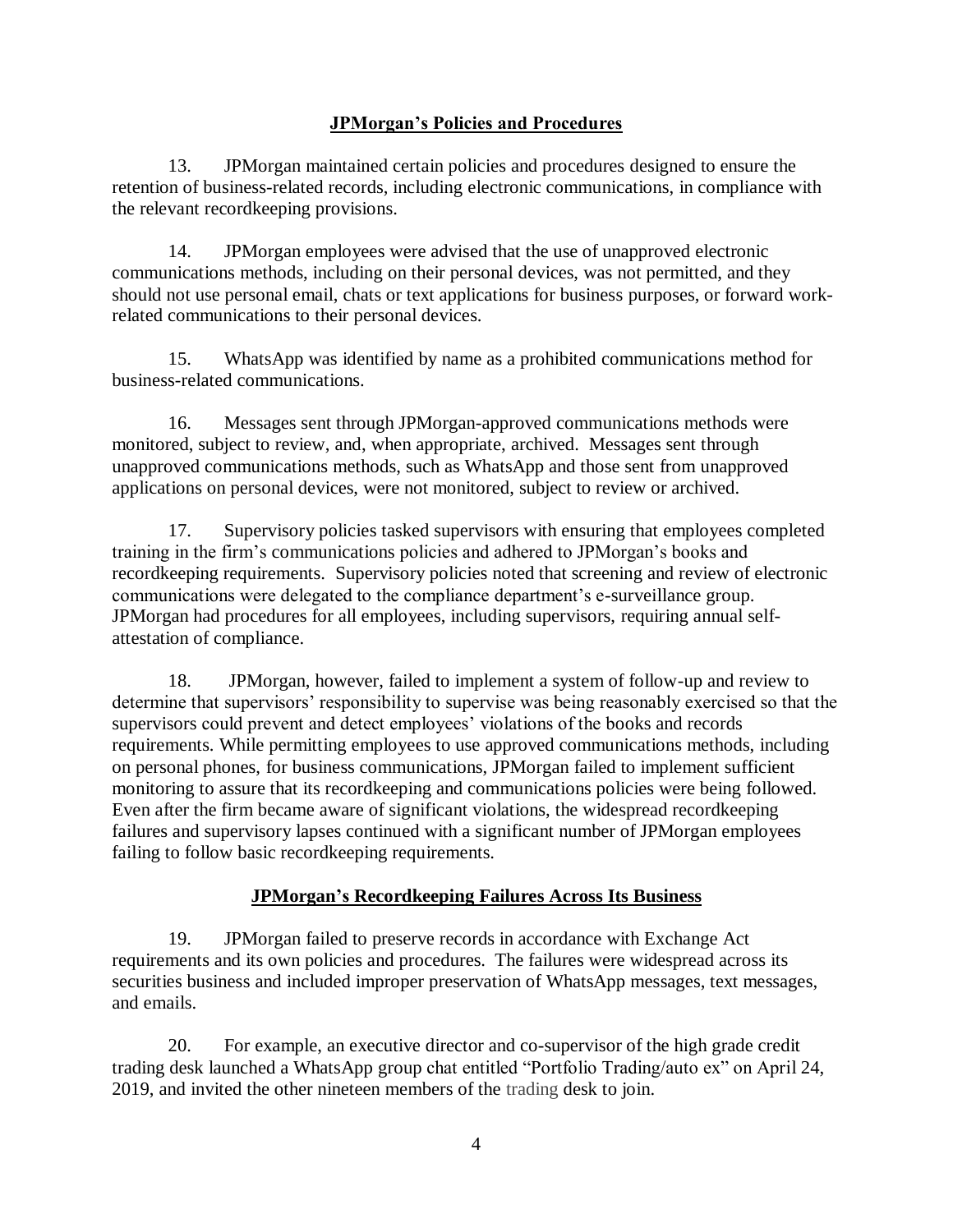## JPMorgan's Policies and Procedures

13. JPMorgan maintained certain policies and procedures designed to ensure the retention of business-related records, including electronic communications, in compliance with the relevant recordkeeping provisions.

14. JPMorgan employees were advised that the use of unapproved electronic communications methods, including on their personal devices, was not permitted, and they should not use personal email, chats or text applications for business purposes, or forward work-related communications to their personal devices.

15. WhatsApp was identified by name as a prohibited communications method for business-related communications.

16. Messages sent through JPMorgan-approved communications methods were monitored, subject to review, and, when appropriate, archived. Messages sent through unapproved communications methods, such as WhatsApp and those sent from unapproved applications on personal devices, were not monitored, subject to review or archived.

17. Supervisory policies tasked supervisors with ensuring that employees completed training in the firm's communications policies and adhered to JPMorgan's books and recordkeeping requirements. Supervisory policies noted that screening and review of electronic communications were delegated to the compliance department's e-surveillance group. JPMorgan had procedures for all employees, including supervisors, requiring annual self-attestation of compliance.

18. JPMorgan, however, failed to implement a system of follow-up and review to determine that supervisors' responsibility to supervise was being reasonably exercised so that the supervisors could prevent and detect employees' violations of the books and records requirements. While permitting employees to use approved communications methods, including on personal phones, for business communications, JPMorgan failed to implement sufficient monitoring to assure that its recordkeeping and communications policies were being followed. Even after the firm became aware of significant violations, the widespread recordkeeping failures and supervisory lapses continued with a significant number of JPMorgan employees failing to follow basic recordkeeping requirements.

## JPMorgan's Recordkeeping Failures Across Its Business

19. JPMorgan failed to preserve records in accordance with Exchange Act requirements and its own policies and procedures. The failures were widespread across its securities business and included improper preservation of WhatsApp messages, text messages, and emails.

20. For example, an executive director and co-supervisor of the high grade credit trading desk launched a WhatsApp group chat entitled "Portfolio Trading/auto ex" on April 24, 2019, and invited the other nineteen members of the trading desk to join.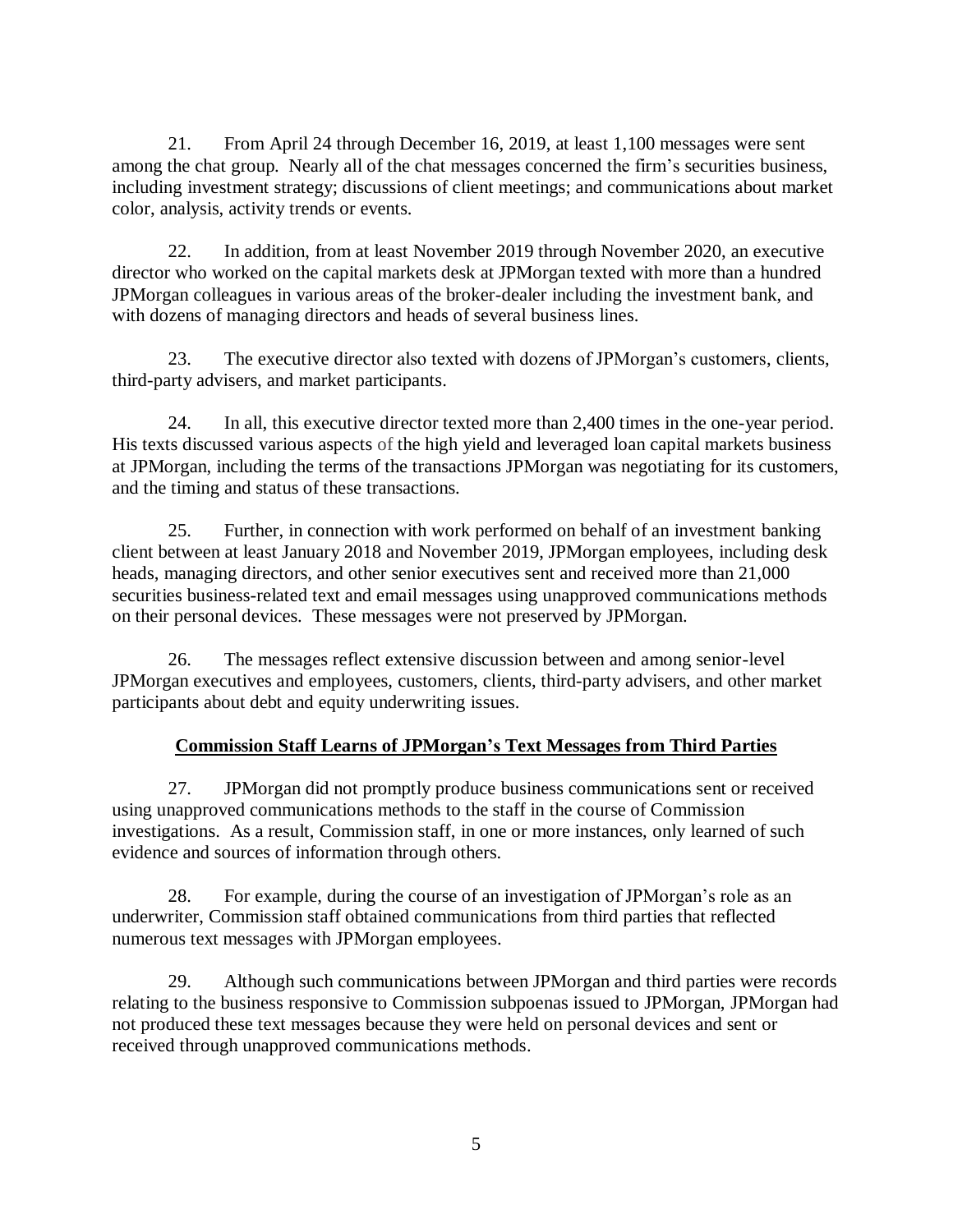21. From April 24 through December 16, 2019, at least 1,100 messages were sent among the chat group. Nearly all of the chat messages concerned the firm's securities business, including investment strategy; discussions of client meetings; and communications about market color, analysis, activity trends or events.

22. In addition, from at least November 2019 through November 2020, an executive director who worked on the capital markets desk at JPMorgan texted with more than a hundred JPMorgan colleagues in various areas of the broker-dealer including the investment bank, and with dozens of managing directors and heads of several business lines.

23. The executive director also texted with dozens of JPMorgan's customers, clients, third-party advisers, and market participants.

24. In all, this executive director texted more than 2,400 times in the one-year period. His texts discussed various aspects of the high yield and leveraged loan capital markets business at JPMorgan, including the terms of the transactions JPMorgan was negotiating for its customers, and the timing and status of these transactions.

25. Further, in connection with work performed on behalf of an investment banking client between at least January 2018 and November 2019, JPMorgan employees, including desk heads, managing directors, and other senior executives sent and received more than 21,000 securities business-related text and email messages using unapproved communications methods on their personal devices. These messages were not preserved by JPMorgan.

26. The messages reflect extensive discussion between and among senior-level JPMorgan executives and employees, customers, clients, third-party advisers, and other market participants about debt and equity underwriting issues.

**Commission Staff Learns of JPMorgan's Text Messages from Third Parties**

27. JPMorgan did not promptly produce business communications sent or received using unapproved communications methods to the staff in the course of Commission investigations. As a result, Commission staff, in one or more instances, only learned of such evidence and sources of information through others.

28. For example, during the course of an investigation of JPMorgan's role as an underwriter, Commission staff obtained communications from third parties that reflected numerous text messages with JPMorgan employees.

29. Although such communications between JPMorgan and third parties were records relating to the business responsive to Commission subpoenas issued to JPMorgan, JPMorgan had not produced these text messages because they were held on personal devices and sent or received through unapproved communications methods.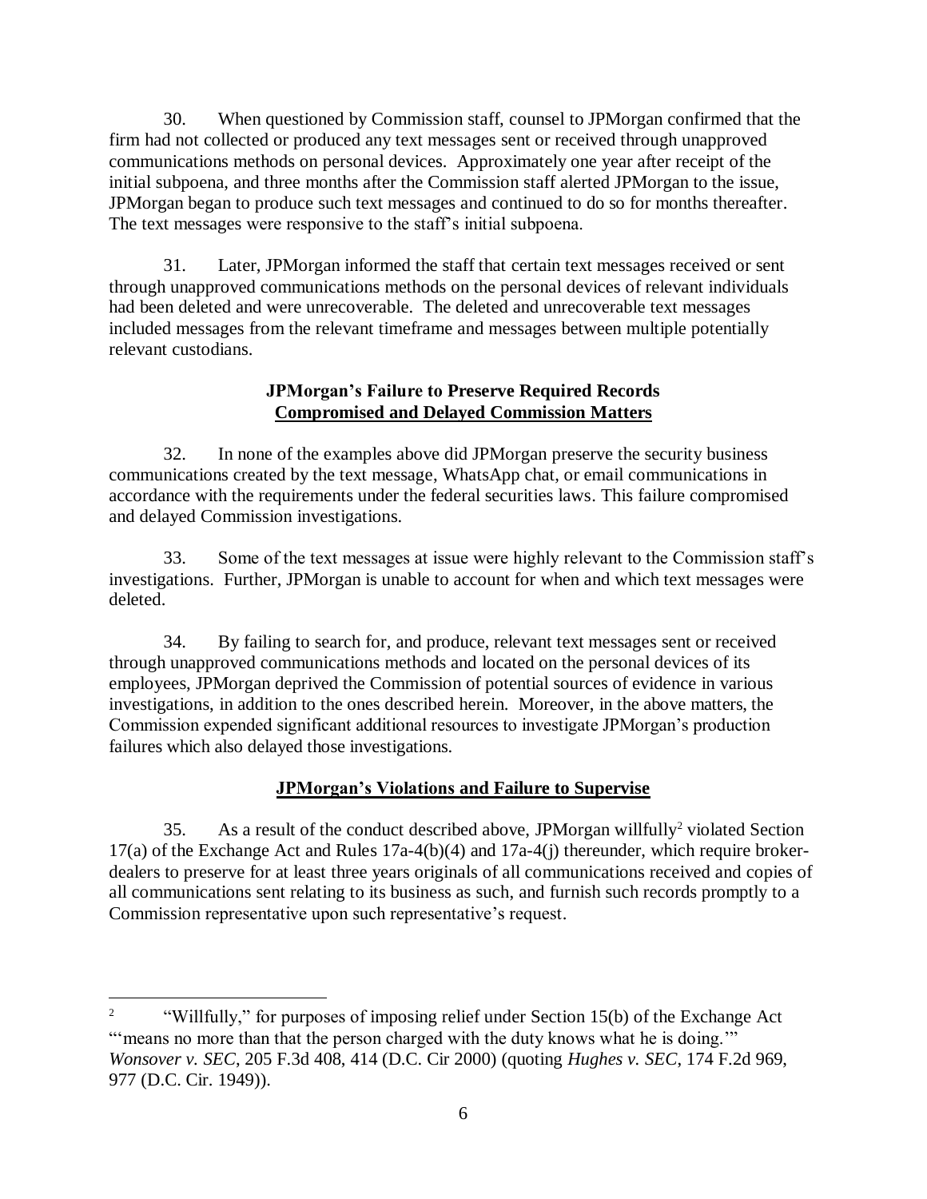30. When questioned by Commission staff, counsel to JPMorgan confirmed that the firm had not collected or produced any text messages sent or received through unapproved communications methods on personal devices. Approximately one year after receipt of the initial subpoena, and three months after the Commission staff alerted JPMorgan to the issue, JPMorgan began to produce such text messages and continued to do so for months thereafter. The text messages were responsive to the staff's initial subpoena.

31. Later, JPMorgan informed the staff that certain text messages received or sent through unapproved communications methods on the personal devices of relevant individuals had been deleted and were unrecoverable. The deleted and unrecoverable text messages included messages from the relevant timeframe and messages between multiple potentially relevant custodians.

**JPMorgan's Failure to Preserve Required Records**
**<u>Compromised and Delayed Commission Matters</u>**

32. In none of the examples above did JPMorgan preserve the security business communications created by the text message, WhatsApp chat, or email communications in accordance with the requirements under the federal securities laws. This failure compromised and delayed Commission investigations.

33. Some of the text messages at issue were highly relevant to the Commission staff's investigations. Further, JPMorgan is unable to account for when and which text messages were deleted.

34. By failing to search for, and produce, relevant text messages sent or received through unapproved communications methods and located on the personal devices of its employees, JPMorgan deprived the Commission of potential sources of evidence in various investigations, in addition to the ones described herein. Moreover, in the above matters, the Commission expended significant additional resources to investigate JPMorgan's production failures which also delayed those investigations.

**<u>JPMorgan's Violations and Failure to Supervise</u>**

35. As a result of the conduct described above, JPMorgan willfully[2] violated Section 17(a) of the Exchange Act and Rules 17a-4(b)(4) and 17a-4(j) thereunder, which require broker-dealers to preserve for at least three years originals of all communications received and copies of all communications sent relating to its business as such, and furnish such records promptly to a Commission representative upon such representative's request.

---

[2] "Willfully," for purposes of imposing relief under Section 15(b) of the Exchange Act "'means no more than that the person charged with the duty knows what he is doing.'" *Wonsover v. SEC*, 205 F.3d 408, 414 (D.C. Cir 2000) (quoting *Hughes v. SEC*, 174 F.2d 969, 977 (D.C. Cir. 1949)).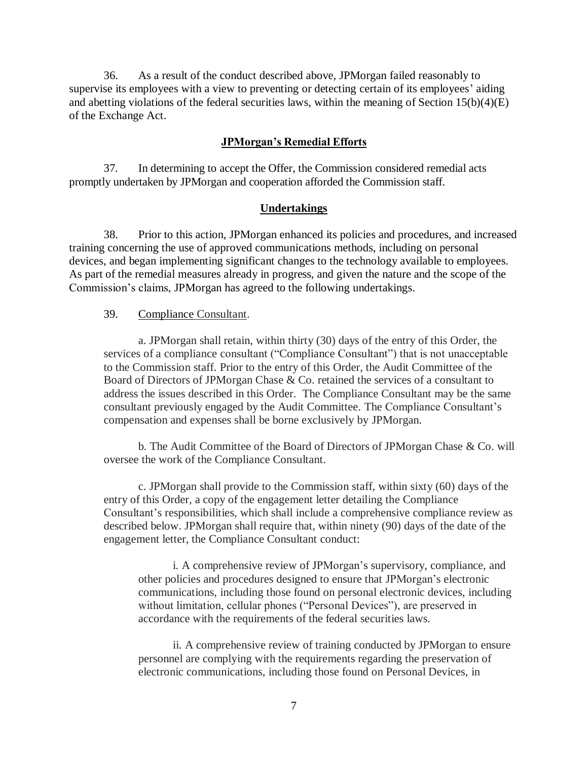36. As a result of the conduct described above, JPMorgan failed reasonably to supervise its employees with a view to preventing or detecting certain of its employees' aiding and abetting violations of the federal securities laws, within the meaning of Section 15(b)(4)(E) of the Exchange Act.

## JPMorgan's Remedial Efforts

37. In determining to accept the Offer, the Commission considered remedial acts promptly undertaken by JPMorgan and cooperation afforded the Commission staff.

## Undertakings

38. Prior to this action, JPMorgan enhanced its policies and procedures, and increased training concerning the use of approved communications methods, including on personal devices, and began implementing significant changes to the technology available to employees. As part of the remedial measures already in progress, and given the nature and the scope of the Commission's claims, JPMorgan has agreed to the following undertakings.

39. Compliance Consultant.

a. JPMorgan shall retain, within thirty (30) days of the entry of this Order, the services of a compliance consultant ("Compliance Consultant") that is not unacceptable to the Commission staff. Prior to the entry of this Order, the Audit Committee of the Board of Directors of JPMorgan Chase & Co. retained the services of a consultant to address the issues described in this Order. The Compliance Consultant may be the same consultant previously engaged by the Audit Committee. The Compliance Consultant's compensation and expenses shall be borne exclusively by JPMorgan.

b. The Audit Committee of the Board of Directors of JPMorgan Chase & Co. will oversee the work of the Compliance Consultant.

c. JPMorgan shall provide to the Commission staff, within sixty (60) days of the entry of this Order, a copy of the engagement letter detailing the Compliance Consultant's responsibilities, which shall include a comprehensive compliance review as described below. JPMorgan shall require that, within ninety (90) days of the date of the engagement letter, the Compliance Consultant conduct:

i. A comprehensive review of JPMorgan's supervisory, compliance, and other policies and procedures designed to ensure that JPMorgan's electronic communications, including those found on personal electronic devices, including without limitation, cellular phones ("Personal Devices"), are preserved in accordance with the requirements of the federal securities laws.

ii. A comprehensive review of training conducted by JPMorgan to ensure personnel are complying with the requirements regarding the preservation of electronic communications, including those found on Personal Devices, in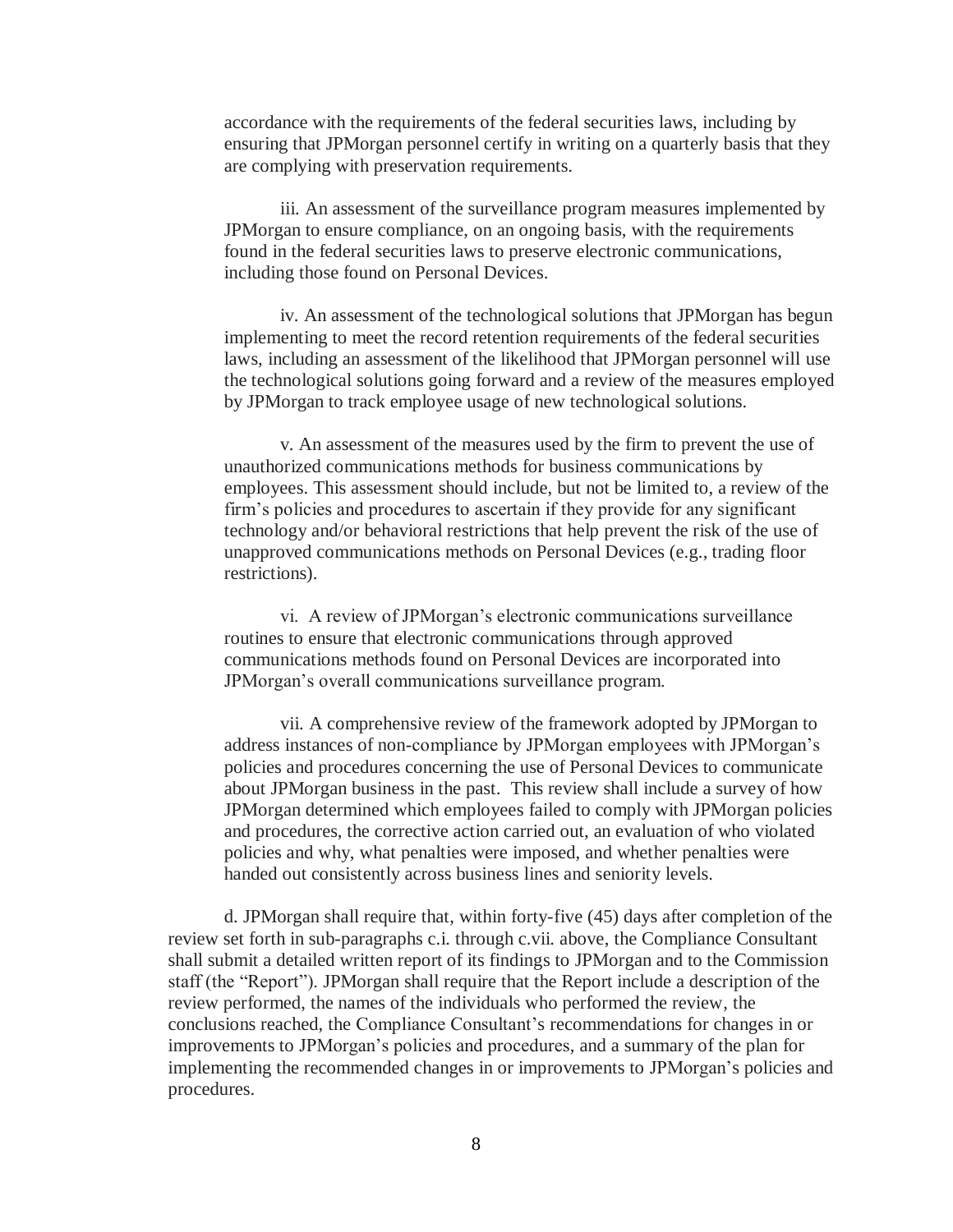accordance with the requirements of the federal securities laws, including by ensuring that JPMorgan personnel certify in writing on a quarterly basis that they are complying with preservation requirements.

iii. An assessment of the surveillance program measures implemented by JPMorgan to ensure compliance, on an ongoing basis, with the requirements found in the federal securities laws to preserve electronic communications, including those found on Personal Devices.

iv. An assessment of the technological solutions that JPMorgan has begun implementing to meet the record retention requirements of the federal securities laws, including an assessment of the likelihood that JPMorgan personnel will use the technological solutions going forward and a review of the measures employed by JPMorgan to track employee usage of new technological solutions.

v. An assessment of the measures used by the firm to prevent the use of unauthorized communications methods for business communications by employees. This assessment should include, but not be limited to, a review of the firm's policies and procedures to ascertain if they provide for any significant technology and/or behavioral restrictions that help prevent the risk of the use of unapproved communications methods on Personal Devices (e.g., trading floor restrictions).

vi. A review of JPMorgan's electronic communications surveillance routines to ensure that electronic communications through approved communications methods found on Personal Devices are incorporated into JPMorgan's overall communications surveillance program.

vii. A comprehensive review of the framework adopted by JPMorgan to address instances of non-compliance by JPMorgan employees with JPMorgan's policies and procedures concerning the use of Personal Devices to communicate about JPMorgan business in the past. This review shall include a survey of how JPMorgan determined which employees failed to comply with JPMorgan policies and procedures, the corrective action carried out, an evaluation of who violated policies and why, what penalties were imposed, and whether penalties were handed out consistently across business lines and seniority levels.

d. JPMorgan shall require that, within forty-five (45) days after completion of the review set forth in sub-paragraphs c.i. through c.vii. above, the Compliance Consultant shall submit a detailed written report of its findings to JPMorgan and to the Commission staff (the "Report"). JPMorgan shall require that the Report include a description of the review performed, the names of the individuals who performed the review, the conclusions reached, the Compliance Consultant's recommendations for changes in or improvements to JPMorgan's policies and procedures, and a summary of the plan for implementing the recommended changes in or improvements to JPMorgan's policies and procedures.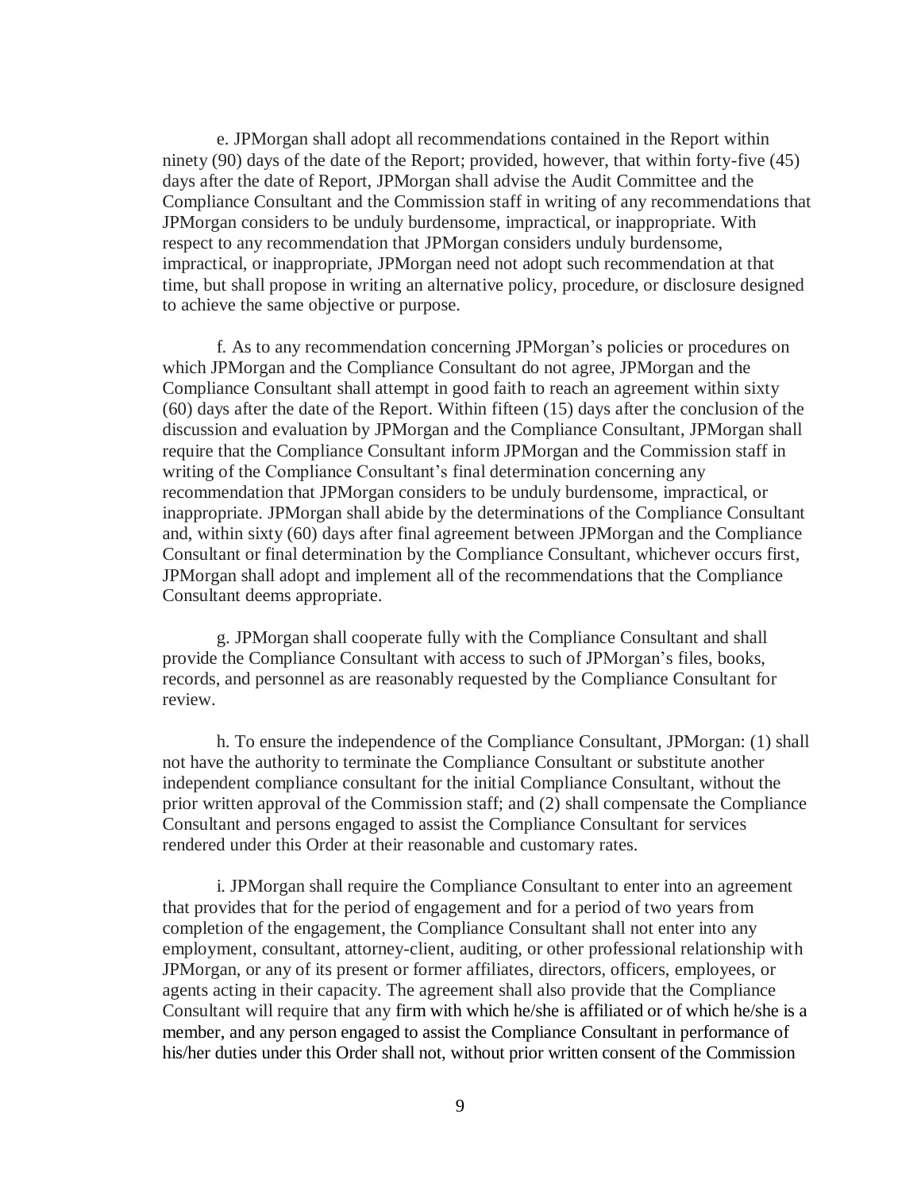e. JPMorgan shall adopt all recommendations contained in the Report within ninety (90) days of the date of the Report; provided, however, that within forty-five (45) days after the date of Report, JPMorgan shall advise the Audit Committee and the Compliance Consultant and the Commission staff in writing of any recommendations that JPMorgan considers to be unduly burdensome, impractical, or inappropriate. With respect to any recommendation that JPMorgan considers unduly burdensome, impractical, or inappropriate, JPMorgan need not adopt such recommendation at that time, but shall propose in writing an alternative policy, procedure, or disclosure designed to achieve the same objective or purpose.

f. As to any recommendation concerning JPMorgan's policies or procedures on which JPMorgan and the Compliance Consultant do not agree, JPMorgan and the Compliance Consultant shall attempt in good faith to reach an agreement within sixty (60) days after the date of the Report. Within fifteen (15) days after the conclusion of the discussion and evaluation by JPMorgan and the Compliance Consultant, JPMorgan shall require that the Compliance Consultant inform JPMorgan and the Commission staff in writing of the Compliance Consultant's final determination concerning any recommendation that JPMorgan considers to be unduly burdensome, impractical, or inappropriate. JPMorgan shall abide by the determinations of the Compliance Consultant and, within sixty (60) days after final agreement between JPMorgan and the Compliance Consultant or final determination by the Compliance Consultant, whichever occurs first, JPMorgan shall adopt and implement all of the recommendations that the Compliance Consultant deems appropriate.

g. JPMorgan shall cooperate fully with the Compliance Consultant and shall provide the Compliance Consultant with access to such of JPMorgan's files, books, records, and personnel as are reasonably requested by the Compliance Consultant for review.

h. To ensure the independence of the Compliance Consultant, JPMorgan: (1) shall not have the authority to terminate the Compliance Consultant or substitute another independent compliance consultant for the initial Compliance Consultant, without the prior written approval of the Commission staff; and (2) shall compensate the Compliance Consultant and persons engaged to assist the Compliance Consultant for services rendered under this Order at their reasonable and customary rates.

i. JPMorgan shall require the Compliance Consultant to enter into an agreement that provides that for the period of engagement and for a period of two years from completion of the engagement, the Compliance Consultant shall not enter into any employment, consultant, attorney-client, auditing, or other professional relationship with JPMorgan, or any of its present or former affiliates, directors, officers, employees, or agents acting in their capacity. The agreement shall also provide that the Compliance Consultant will require that any firm with which he/she is affiliated or of which he/she is a member, and any person engaged to assist the Compliance Consultant in performance of his/her duties under this Order shall not, without prior written consent of the Commission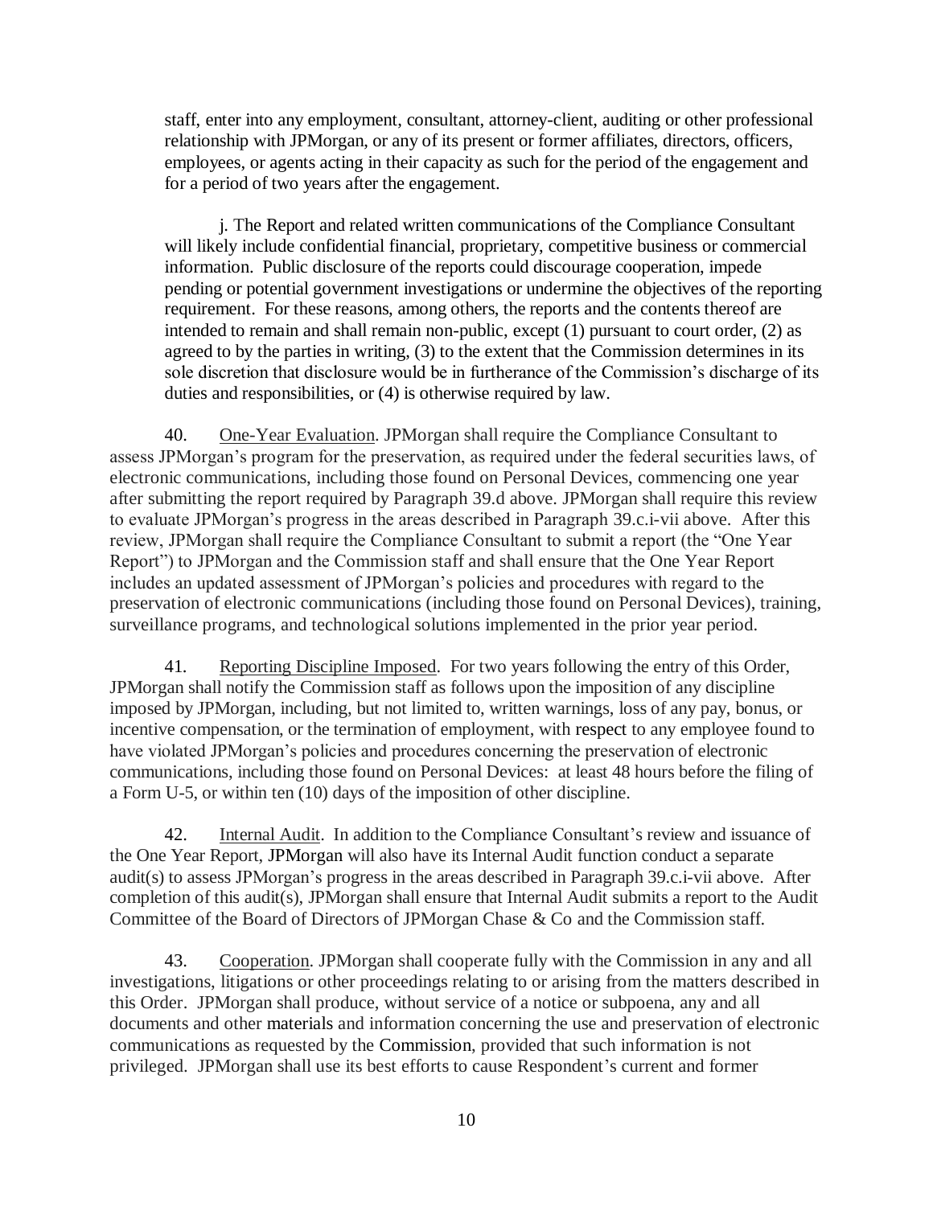staff, enter into any employment, consultant, attorney-client, auditing or other professional relationship with JPMorgan, or any of its present or former affiliates, directors, officers, employees, or agents acting in their capacity as such for the period of the engagement and for a period of two years after the engagement.

j. The Report and related written communications of the Compliance Consultant will likely include confidential financial, proprietary, competitive business or commercial information. Public disclosure of the reports could discourage cooperation, impede pending or potential government investigations or undermine the objectives of the reporting requirement. For these reasons, among others, the reports and the contents thereof are intended to remain and shall remain non-public, except (1) pursuant to court order, (2) as agreed to by the parties in writing, (3) to the extent that the Commission determines in its sole discretion that disclosure would be in furtherance of the Commission's discharge of its duties and responsibilities, or (4) is otherwise required by law.

40. One-Year Evaluation. JPMorgan shall require the Compliance Consultant to assess JPMorgan's program for the preservation, as required under the federal securities laws, of electronic communications, including those found on Personal Devices, commencing one year after submitting the report required by Paragraph 39.d above. JPMorgan shall require this review to evaluate JPMorgan's progress in the areas described in Paragraph 39.c.i-vii above. After this review, JPMorgan shall require the Compliance Consultant to submit a report (the "One Year Report") to JPMorgan and the Commission staff and shall ensure that the One Year Report includes an updated assessment of JPMorgan's policies and procedures with regard to the preservation of electronic communications (including those found on Personal Devices), training, surveillance programs, and technological solutions implemented in the prior year period.

41. Reporting Discipline Imposed. For two years following the entry of this Order, JPMorgan shall notify the Commission staff as follows upon the imposition of any discipline imposed by JPMorgan, including, but not limited to, written warnings, loss of any pay, bonus, or incentive compensation, or the termination of employment, with respect to any employee found to have violated JPMorgan's policies and procedures concerning the preservation of electronic communications, including those found on Personal Devices: at least 48 hours before the filing of a Form U-5, or within ten (10) days of the imposition of other discipline.

42. Internal Audit. In addition to the Compliance Consultant's review and issuance of the One Year Report, JPMorgan will also have its Internal Audit function conduct a separate audit(s) to assess JPMorgan's progress in the areas described in Paragraph 39.c.i-vii above. After completion of this audit(s), JPMorgan shall ensure that Internal Audit submits a report to the Audit Committee of the Board of Directors of JPMorgan Chase & Co and the Commission staff.

43. Cooperation. JPMorgan shall cooperate fully with the Commission in any and all investigations, litigations or other proceedings relating to or arising from the matters described in this Order. JPMorgan shall produce, without service of a notice or subpoena, any and all documents and other materials and information concerning the use and preservation of electronic communications as requested by the Commission, provided that such information is not privileged. JPMorgan shall use its best efforts to cause Respondent's current and former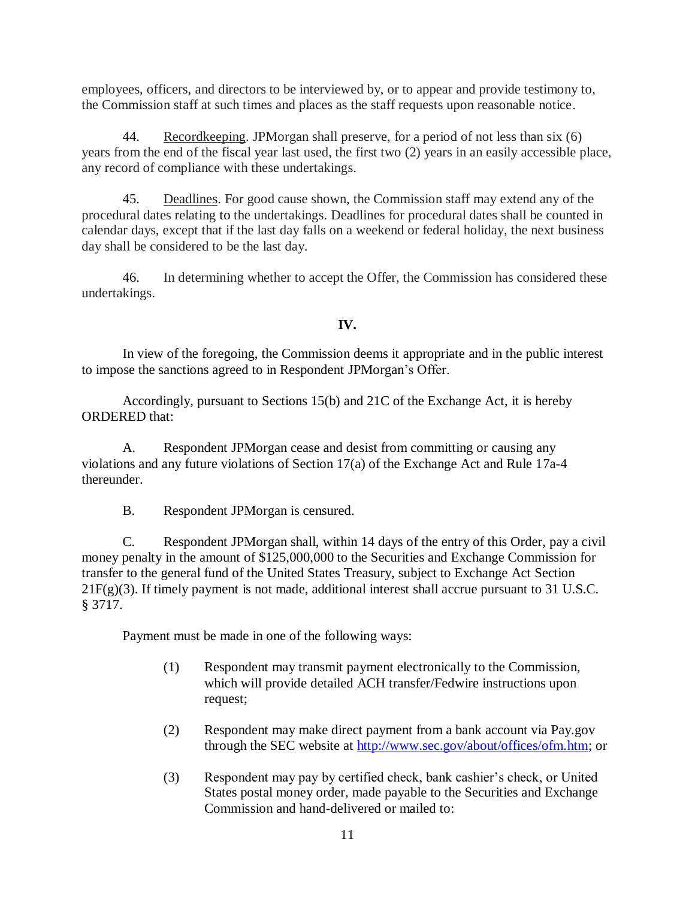employees, officers, and directors to be interviewed by, or to appear and provide testimony to, the Commission staff at such times and places as the staff requests upon reasonable notice.

44. Recordkeeping. JPMorgan shall preserve, for a period of not less than six (6) years from the end of the fiscal year last used, the first two (2) years in an easily accessible place, any record of compliance with these undertakings.

45. Deadlines. For good cause shown, the Commission staff may extend any of the procedural dates relating to the undertakings. Deadlines for procedural dates shall be counted in calendar days, except that if the last day falls on a weekend or federal holiday, the next business day shall be considered to be the last day.

46. In determining whether to accept the Offer, the Commission has considered these undertakings.

**IV.**

In view of the foregoing, the Commission deems it appropriate and in the public interest to impose the sanctions agreed to in Respondent JPMorgan's Offer.

Accordingly, pursuant to Sections 15(b) and 21C of the Exchange Act, it is hereby ORDERED that:

A. Respondent JPMorgan cease and desist from committing or causing any violations and any future violations of Section 17(a) of the Exchange Act and Rule 17a-4 thereunder.

B. Respondent JPMorgan is censured.

C. Respondent JPMorgan shall, within 14 days of the entry of this Order, pay a civil money penalty in the amount of $125,000,000 to the Securities and Exchange Commission for transfer to the general fund of the United States Treasury, subject to Exchange Act Section 21F(g)(3). If timely payment is not made, additional interest shall accrue pursuant to 31 U.S.C. § 3717.

Payment must be made in one of the following ways:

(1) Respondent may transmit payment electronically to the Commission, which will provide detailed ACH transfer/Fedwire instructions upon request;

(2) Respondent may make direct payment from a bank account via Pay.gov through the SEC website at http://www.sec.gov/about/offices/ofm.htm; or

(3) Respondent may pay by certified check, bank cashier's check, or United States postal money order, made payable to the Securities and Exchange Commission and hand-delivered or mailed to: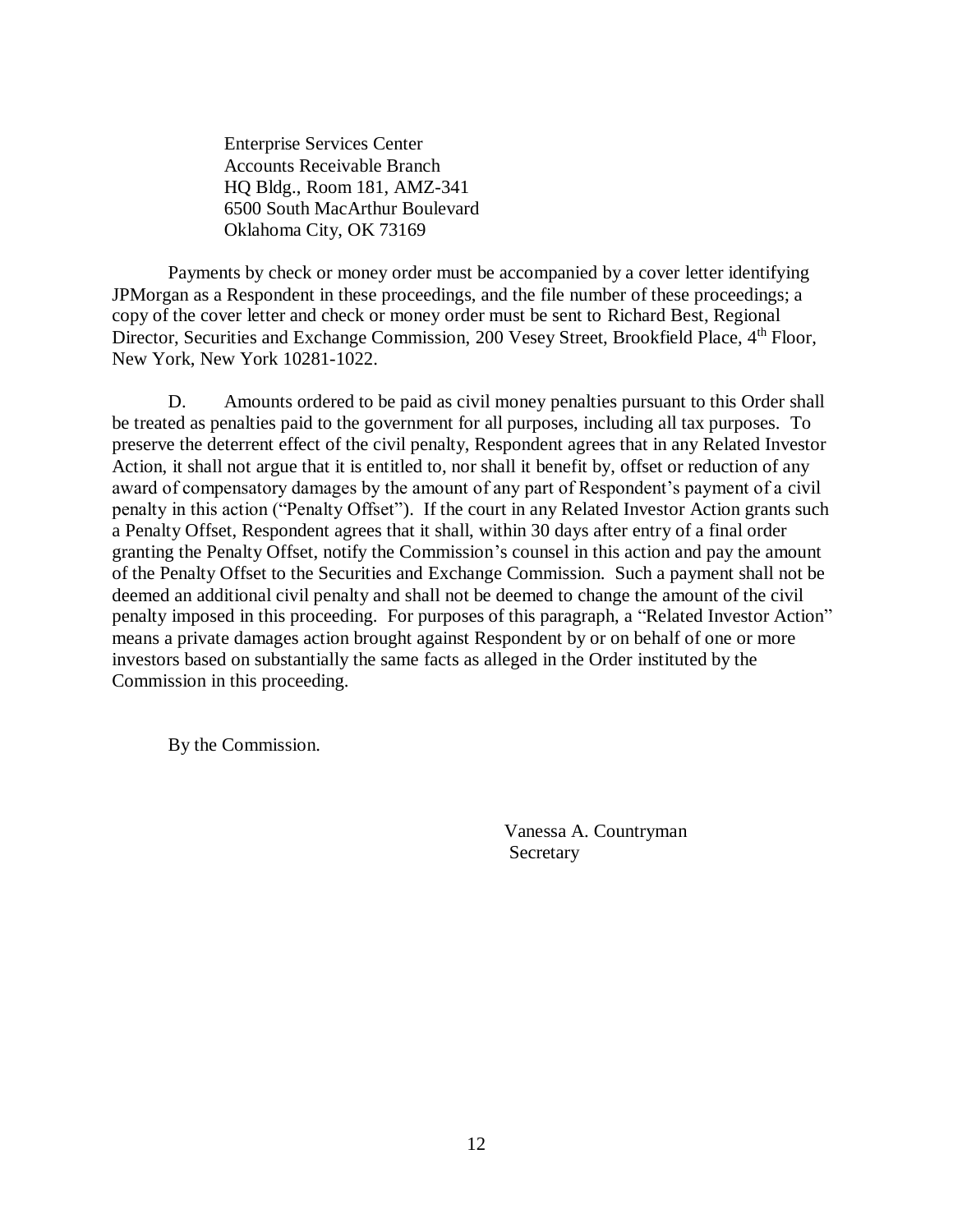Enterprise Services Center
Accounts Receivable Branch
HQ Bldg., Room 181, AMZ-341
6500 South MacArthur Boulevard
Oklahoma City, OK 73169

Payments by check or money order must be accompanied by a cover letter identifying JPMorgan as a Respondent in these proceedings, and the file number of these proceedings; a copy of the cover letter and check or money order must be sent to Richard Best, Regional Director, Securities and Exchange Commission, 200 Vesey Street, Brookfield Place, 4th Floor, New York, New York 10281-1022.

D. Amounts ordered to be paid as civil money penalties pursuant to this Order shall be treated as penalties paid to the government for all purposes, including all tax purposes. To preserve the deterrent effect of the civil penalty, Respondent agrees that in any Related Investor Action, it shall not argue that it is entitled to, nor shall it benefit by, offset or reduction of any award of compensatory damages by the amount of any part of Respondent's payment of a civil penalty in this action ("Penalty Offset"). If the court in any Related Investor Action grants such a Penalty Offset, Respondent agrees that it shall, within 30 days after entry of a final order granting the Penalty Offset, notify the Commission's counsel in this action and pay the amount of the Penalty Offset to the Securities and Exchange Commission. Such a payment shall not be deemed an additional civil penalty and shall not be deemed to change the amount of the civil penalty imposed in this proceeding. For purposes of this paragraph, a "Related Investor Action" means a private damages action brought against Respondent by or on behalf of one or more investors based on substantially the same facts as alleged in the Order instituted by the Commission in this proceeding.

By the Commission.

Vanessa A. Countryman
Secretary